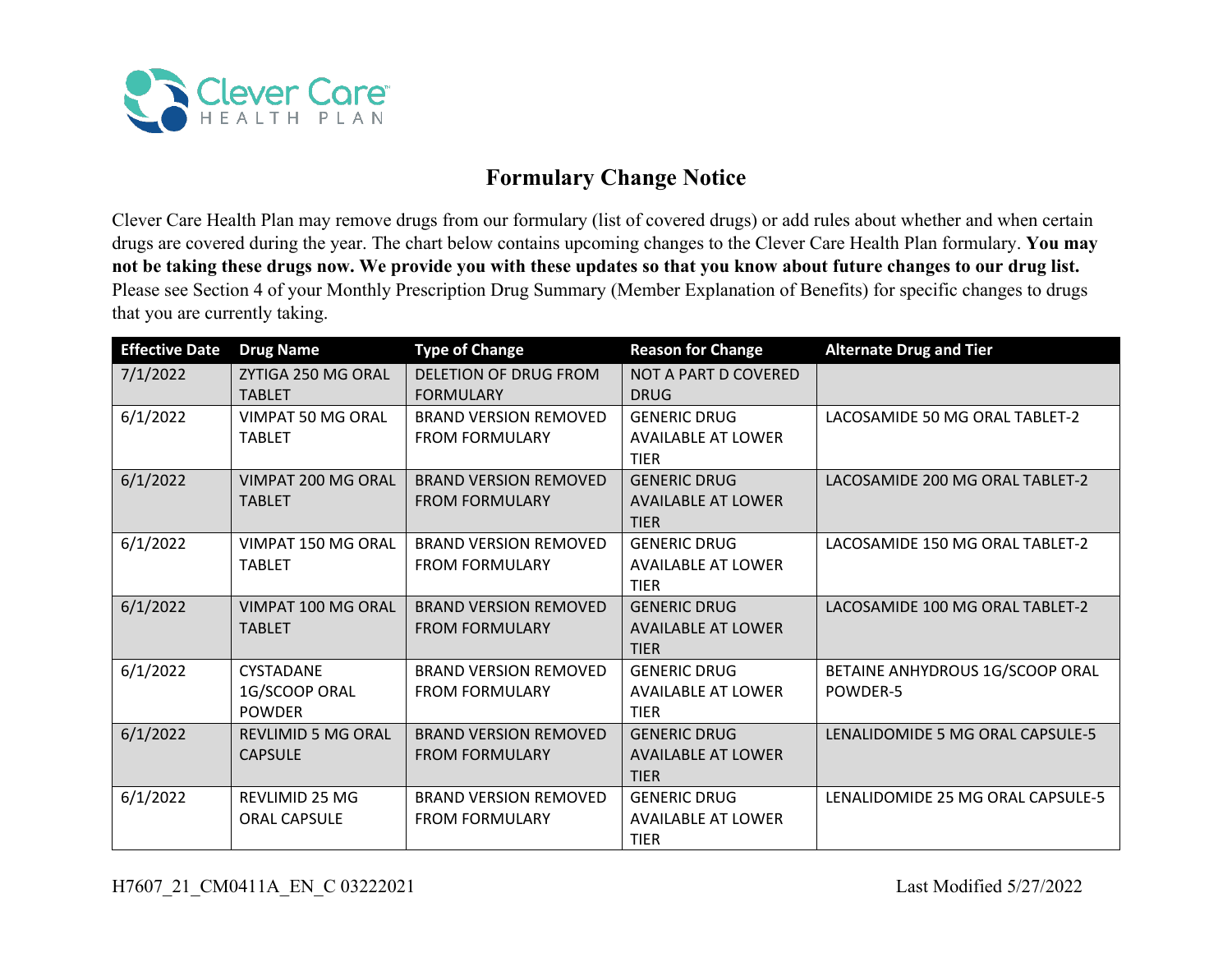Clever Care HEALTH PLAN

# Formulary Change Notice

Clever Care Health Plan may remove drugs from our formulary (list of covered drugs) or add rules about whether and when certain drugs are covered during the year. The chart below contains upcoming changes to the Clever Care Health Plan formulary. **You may not be taking these drugs now. We provide you with these updates so that you know about future changes to our drug list.** Please see Section 4 of your Monthly Prescription Drug Summary (Member Explanation of Benefits) for specific changes to drugs that you are currently taking.

| Effective Date | Drug Name | Type of Change | Reason for Change | Alternate Drug and Tier |
|---|---|---|---|---|
| 7/1/2022 | ZYTIGA 250 MG ORAL TABLET | DELETION OF DRUG FROM FORMULARY | NOT A PART D COVERED DRUG | |
| 6/1/2022 | VIMPAT 50 MG ORAL TABLET | BRAND VERSION REMOVED FROM FORMULARY | GENERIC DRUG AVAILABLE AT LOWER TIER | LACOSAMIDE 50 MG ORAL TABLET-2 |
| 6/1/2022 | VIMPAT 200 MG ORAL TABLET | BRAND VERSION REMOVED FROM FORMULARY | GENERIC DRUG AVAILABLE AT LOWER TIER | LACOSAMIDE 200 MG ORAL TABLET-2 |
| 6/1/2022 | VIMPAT 150 MG ORAL TABLET | BRAND VERSION REMOVED FROM FORMULARY | GENERIC DRUG AVAILABLE AT LOWER TIER | LACOSAMIDE 150 MG ORAL TABLET-2 |
| 6/1/2022 | VIMPAT 100 MG ORAL TABLET | BRAND VERSION REMOVED FROM FORMULARY | GENERIC DRUG AVAILABLE AT LOWER TIER | LACOSAMIDE 100 MG ORAL TABLET-2 |
| 6/1/2022 | CYSTADANE 1G/SCOOP ORAL POWDER | BRAND VERSION REMOVED FROM FORMULARY | GENERIC DRUG AVAILABLE AT LOWER TIER | BETAINE ANHYDROUS 1G/SCOOP ORAL POWDER-5 |
| 6/1/2022 | REVLIMID 5 MG ORAL CAPSULE | BRAND VERSION REMOVED FROM FORMULARY | GENERIC DRUG AVAILABLE AT LOWER TIER | LENALIDOMIDE 5 MG ORAL CAPSULE-5 |
| 6/1/2022 | REVLIMID 25 MG ORAL CAPSULE | BRAND VERSION REMOVED FROM FORMULARY | GENERIC DRUG AVAILABLE AT LOWER TIER | LENALIDOMIDE 25 MG ORAL CAPSULE-5 |

H7607_21_CM0411A_EN_C 03222021 Last Modified 5/27/2022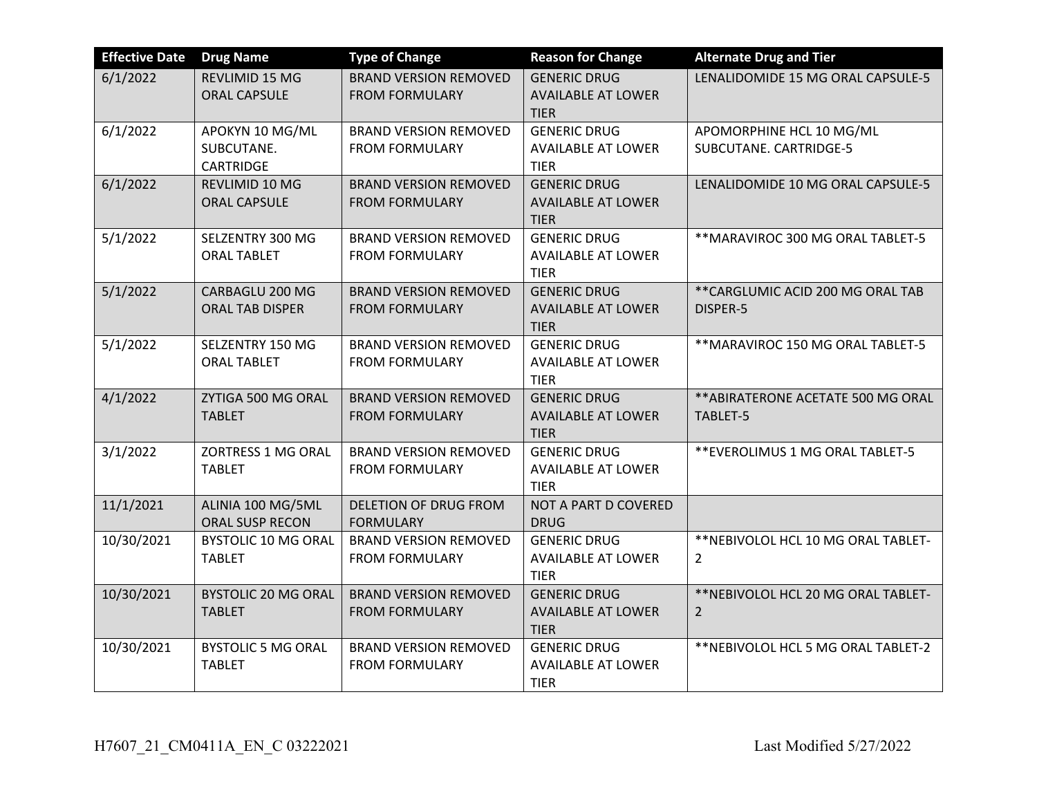| Effective Date | Drug Name | Type of Change | Reason for Change | Alternate Drug and Tier |
|---|---|---|---|---|
| 6/1/2022 | REVLIMID 15 MG ORAL CAPSULE | BRAND VERSION REMOVED FROM FORMULARY | GENERIC DRUG AVAILABLE AT LOWER TIER | LENALIDOMIDE 15 MG ORAL CAPSULE-5 |
| 6/1/2022 | APOKYN 10 MG/ML SUBCUTANE. CARTRIDGE | BRAND VERSION REMOVED FROM FORMULARY | GENERIC DRUG AVAILABLE AT LOWER TIER | APOMORPHINE HCL 10 MG/ML SUBCUTANE. CARTRIDGE-5 |
| 6/1/2022 | REVLIMID 10 MG ORAL CAPSULE | BRAND VERSION REMOVED FROM FORMULARY | GENERIC DRUG AVAILABLE AT LOWER TIER | LENALIDOMIDE 10 MG ORAL CAPSULE-5 |
| 5/1/2022 | SELZENTRY 300 MG ORAL TABLET | BRAND VERSION REMOVED FROM FORMULARY | GENERIC DRUG AVAILABLE AT LOWER TIER | **MARAVIROC 300 MG ORAL TABLET-5 |
| 5/1/2022 | CARBAGLU 200 MG ORAL TAB DISPER | BRAND VERSION REMOVED FROM FORMULARY | GENERIC DRUG AVAILABLE AT LOWER TIER | **CARGLUMIC ACID 200 MG ORAL TAB DISPER-5 |
| 5/1/2022 | SELZENTRY 150 MG ORAL TABLET | BRAND VERSION REMOVED FROM FORMULARY | GENERIC DRUG AVAILABLE AT LOWER TIER | **MARAVIROC 150 MG ORAL TABLET-5 |
| 4/1/2022 | ZYTIGA 500 MG ORAL TABLET | BRAND VERSION REMOVED FROM FORMULARY | GENERIC DRUG AVAILABLE AT LOWER TIER | **ABIRATERONE ACETATE 500 MG ORAL TABLET-5 |
| 3/1/2022 | ZORTRESS 1 MG ORAL TABLET | BRAND VERSION REMOVED FROM FORMULARY | GENERIC DRUG AVAILABLE AT LOWER TIER | **EVEROLIMUS 1 MG ORAL TABLET-5 |
| 11/1/2021 | ALINIA 100 MG/5ML ORAL SUSP RECON | DELETION OF DRUG FROM FORMULARY | NOT A PART D COVERED DRUG | |
| 10/30/2021 | BYSTOLIC 10 MG ORAL TABLET | BRAND VERSION REMOVED FROM FORMULARY | GENERIC DRUG AVAILABLE AT LOWER TIER | **NEBIVOLOL HCL 10 MG ORAL TABLET-2 |
| 10/30/2021 | BYSTOLIC 20 MG ORAL TABLET | BRAND VERSION REMOVED FROM FORMULARY | GENERIC DRUG AVAILABLE AT LOWER TIER | **NEBIVOLOL HCL 20 MG ORAL TABLET-2 |
| 10/30/2021 | BYSTOLIC 5 MG ORAL TABLET | BRAND VERSION REMOVED FROM FORMULARY | GENERIC DRUG AVAILABLE AT LOWER TIER | **NEBIVOLOL HCL 5 MG ORAL TABLET-2 |

H7607_21_CM0411A_EN_C 03222021 Last Modified 5/27/2022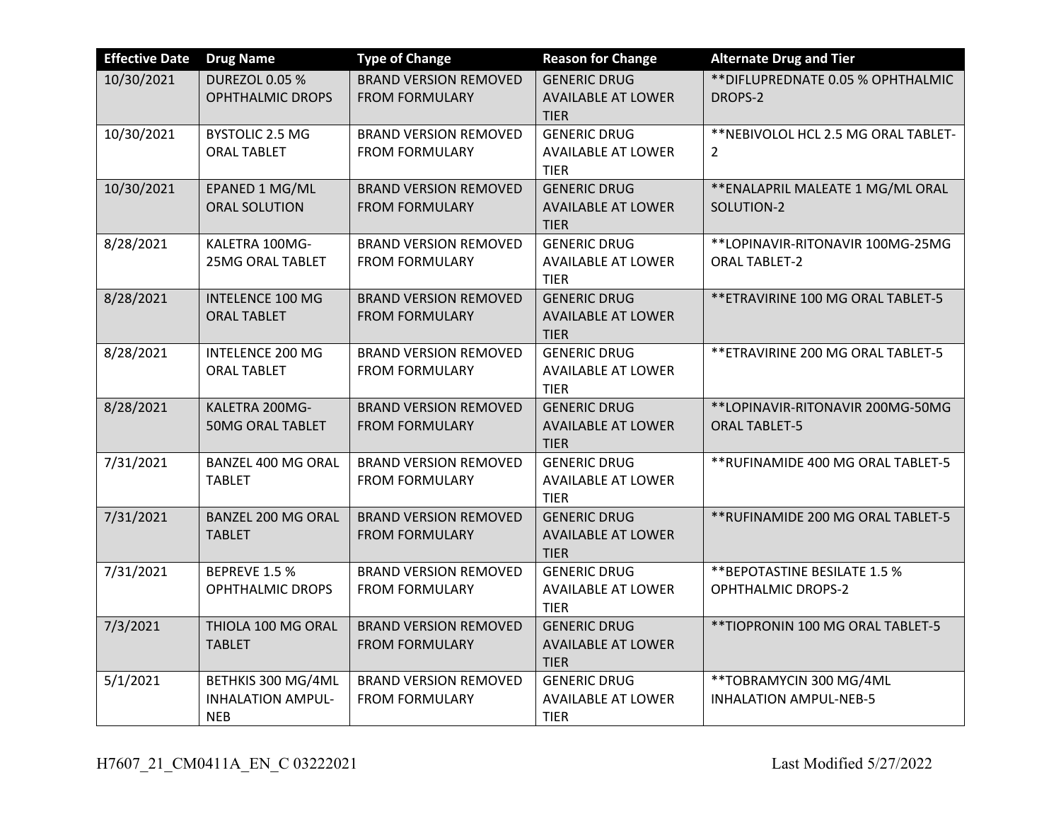| Effective Date | Drug Name | Type of Change | Reason for Change | Alternate Drug and Tier |
| --- | --- | --- | --- | --- |
| 10/30/2021 | DUREZOL 0.05 % OPHTHALMIC DROPS | BRAND VERSION REMOVED FROM FORMULARY | GENERIC DRUG AVAILABLE AT LOWER TIER | **DIFLUPREDNATE 0.05 % OPHTHALMIC DROPS-2 |
| 10/30/2021 | BYSTOLIC 2.5 MG ORAL TABLET | BRAND VERSION REMOVED FROM FORMULARY | GENERIC DRUG AVAILABLE AT LOWER TIER | **NEBIVOLOL HCL 2.5 MG ORAL TABLET-2 |
| 10/30/2021 | EPANED 1 MG/ML ORAL SOLUTION | BRAND VERSION REMOVED FROM FORMULARY | GENERIC DRUG AVAILABLE AT LOWER TIER | **ENALAPRIL MALEATE 1 MG/ML ORAL SOLUTION-2 |
| 8/28/2021 | KALETRA 100MG-25MG ORAL TABLET | BRAND VERSION REMOVED FROM FORMULARY | GENERIC DRUG AVAILABLE AT LOWER TIER | **LOPINAVIR-RITONAVIR 100MG-25MG ORAL TABLET-2 |
| 8/28/2021 | INTELENCE 100 MG ORAL TABLET | BRAND VERSION REMOVED FROM FORMULARY | GENERIC DRUG AVAILABLE AT LOWER TIER | **ETRAVIRINE 100 MG ORAL TABLET-5 |
| 8/28/2021 | INTELENCE 200 MG ORAL TABLET | BRAND VERSION REMOVED FROM FORMULARY | GENERIC DRUG AVAILABLE AT LOWER TIER | **ETRAVIRINE 200 MG ORAL TABLET-5 |
| 8/28/2021 | KALETRA 200MG-50MG ORAL TABLET | BRAND VERSION REMOVED FROM FORMULARY | GENERIC DRUG AVAILABLE AT LOWER TIER | **LOPINAVIR-RITONAVIR 200MG-50MG ORAL TABLET-5 |
| 7/31/2021 | BANZEL 400 MG ORAL TABLET | BRAND VERSION REMOVED FROM FORMULARY | GENERIC DRUG AVAILABLE AT LOWER TIER | **RUFINAMIDE 400 MG ORAL TABLET-5 |
| 7/31/2021 | BANZEL 200 MG ORAL TABLET | BRAND VERSION REMOVED FROM FORMULARY | GENERIC DRUG AVAILABLE AT LOWER TIER | **RUFINAMIDE 200 MG ORAL TABLET-5 |
| 7/31/2021 | BEPREVE 1.5 % OPHTHALMIC DROPS | BRAND VERSION REMOVED FROM FORMULARY | GENERIC DRUG AVAILABLE AT LOWER TIER | **BEPOTASTINE BESILATE 1.5 % OPHTHALMIC DROPS-2 |
| 7/3/2021 | THIOLA 100 MG ORAL TABLET | BRAND VERSION REMOVED FROM FORMULARY | GENERIC DRUG AVAILABLE AT LOWER TIER | **TIOPRONIN 100 MG ORAL TABLET-5 |
| 5/1/2021 | BETHKIS 300 MG/4ML INHALATION AMPUL-NEB | BRAND VERSION REMOVED FROM FORMULARY | GENERIC DRUG AVAILABLE AT LOWER TIER | **TOBRAMYCIN 300 MG/4ML INHALATION AMPUL-NEB-5 |

H7607_21_CM0411A_EN_C 03222021 Last Modified 5/27/2022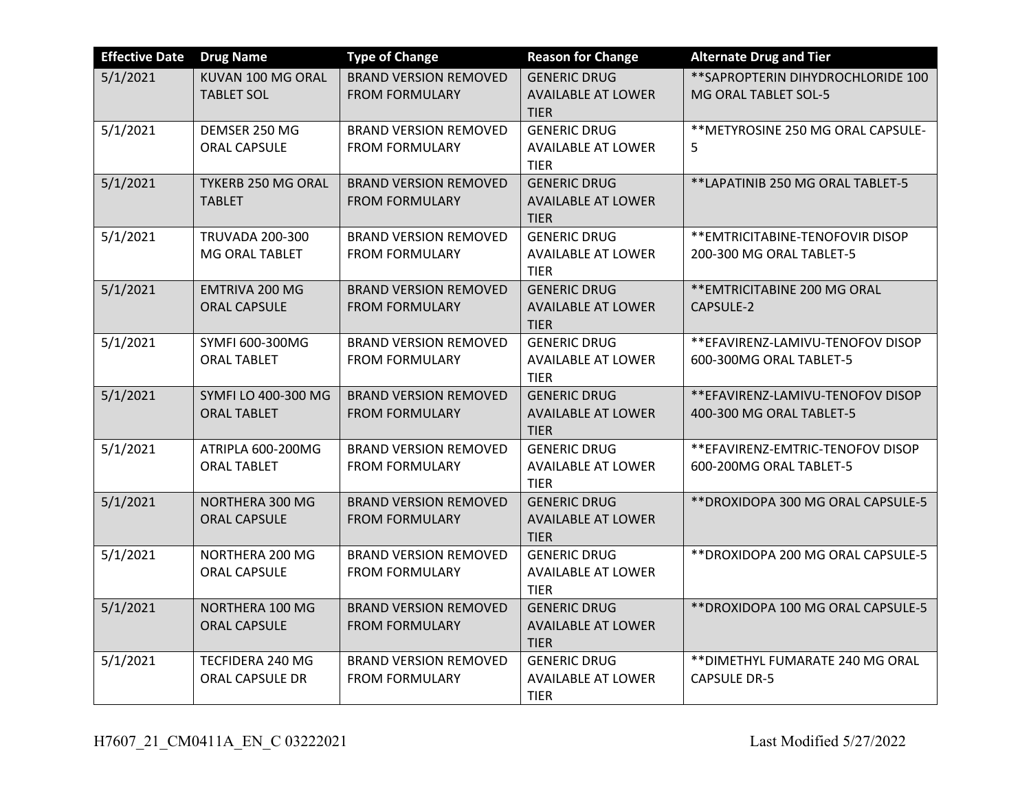| Effective Date | Drug Name | Type of Change | Reason for Change | Alternate Drug and Tier |
|---|---|---|---|---|
| 5/1/2021 | KUVAN 100 MG ORAL TABLET SOL | BRAND VERSION REMOVED FROM FORMULARY | GENERIC DRUG AVAILABLE AT LOWER TIER | **SAPROPTERIN DIHYDROCHLORIDE 100 MG ORAL TABLET SOL-5 |
| 5/1/2021 | DEMSER 250 MG ORAL CAPSULE | BRAND VERSION REMOVED FROM FORMULARY | GENERIC DRUG AVAILABLE AT LOWER TIER | **METYROSINE 250 MG ORAL CAPSULE-5 |
| 5/1/2021 | TYKERB 250 MG ORAL TABLET | BRAND VERSION REMOVED FROM FORMULARY | GENERIC DRUG AVAILABLE AT LOWER TIER | **LAPATINIB 250 MG ORAL TABLET-5 |
| 5/1/2021 | TRUVADA 200-300 MG ORAL TABLET | BRAND VERSION REMOVED FROM FORMULARY | GENERIC DRUG AVAILABLE AT LOWER TIER | **EMTRICITABINE-TENOFOVIR DISOP 200-300 MG ORAL TABLET-5 |
| 5/1/2021 | EMTRIVA 200 MG ORAL CAPSULE | BRAND VERSION REMOVED FROM FORMULARY | GENERIC DRUG AVAILABLE AT LOWER TIER | **EMTRICITABINE 200 MG ORAL CAPSULE-2 |
| 5/1/2021 | SYMFI 600-300MG ORAL TABLET | BRAND VERSION REMOVED FROM FORMULARY | GENERIC DRUG AVAILABLE AT LOWER TIER | **EFAVIRENZ-LAMIVU-TENOFOV DISOP 600-300MG ORAL TABLET-5 |
| 5/1/2021 | SYMFI LO 400-300 MG ORAL TABLET | BRAND VERSION REMOVED FROM FORMULARY | GENERIC DRUG AVAILABLE AT LOWER TIER | **EFAVIRENZ-LAMIVU-TENOFOV DISOP 400-300 MG ORAL TABLET-5 |
| 5/1/2021 | ATRIPLA 600-200MG ORAL TABLET | BRAND VERSION REMOVED FROM FORMULARY | GENERIC DRUG AVAILABLE AT LOWER TIER | **EFAVIRENZ-EMTRIC-TENOFOV DISOP 600-200MG ORAL TABLET-5 |
| 5/1/2021 | NORTHERA 300 MG ORAL CAPSULE | BRAND VERSION REMOVED FROM FORMULARY | GENERIC DRUG AVAILABLE AT LOWER TIER | **DROXIDOPA 300 MG ORAL CAPSULE-5 |
| 5/1/2021 | NORTHERA 200 MG ORAL CAPSULE | BRAND VERSION REMOVED FROM FORMULARY | GENERIC DRUG AVAILABLE AT LOWER TIER | **DROXIDOPA 200 MG ORAL CAPSULE-5 |
| 5/1/2021 | NORTHERA 100 MG ORAL CAPSULE | BRAND VERSION REMOVED FROM FORMULARY | GENERIC DRUG AVAILABLE AT LOWER TIER | **DROXIDOPA 100 MG ORAL CAPSULE-5 |
| 5/1/2021 | TECFIDERA 240 MG ORAL CAPSULE DR | BRAND VERSION REMOVED FROM FORMULARY | GENERIC DRUG AVAILABLE AT LOWER TIER | **DIMETHYL FUMARATE 240 MG ORAL CAPSULE DR-5 |

H7607_21_CM0411A_EN_C 03222021 Last Modified 5/27/2022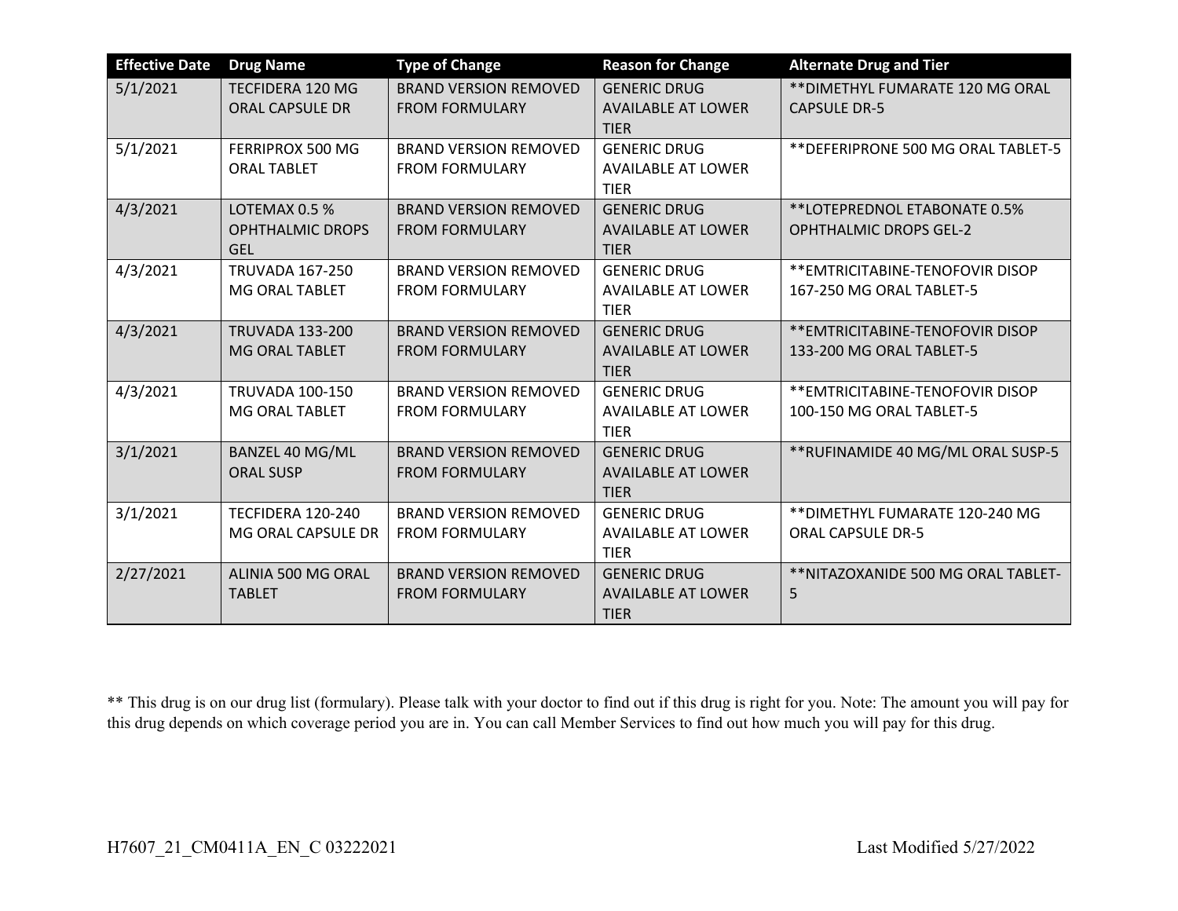| Effective Date | Drug Name | Type of Change | Reason for Change | Alternate Drug and Tier |
|---|---|---|---|---|
| 5/1/2021 | TECFIDERA 120 MG ORAL CAPSULE DR | BRAND VERSION REMOVED FROM FORMULARY | GENERIC DRUG AVAILABLE AT LOWER TIER | **DIMETHYL FUMARATE 120 MG ORAL CAPSULE DR-5 |
| 5/1/2021 | FERRIPROX 500 MG ORAL TABLET | BRAND VERSION REMOVED FROM FORMULARY | GENERIC DRUG AVAILABLE AT LOWER TIER | **DEFERIPRONE 500 MG ORAL TABLET-5 |
| 4/3/2021 | LOTEMAX 0.5 % OPHTHALMIC DROPS GEL | BRAND VERSION REMOVED FROM FORMULARY | GENERIC DRUG AVAILABLE AT LOWER TIER | **LOTEPREDNOL ETABONATE 0.5% OPHTHALMIC DROPS GEL-2 |
| 4/3/2021 | TRUVADA 167-250 MG ORAL TABLET | BRAND VERSION REMOVED FROM FORMULARY | GENERIC DRUG AVAILABLE AT LOWER TIER | **EMTRICITABINE-TENOFOVIR DISOP 167-250 MG ORAL TABLET-5 |
| 4/3/2021 | TRUVADA 133-200 MG ORAL TABLET | BRAND VERSION REMOVED FROM FORMULARY | GENERIC DRUG AVAILABLE AT LOWER TIER | **EMTRICITABINE-TENOFOVIR DISOP 133-200 MG ORAL TABLET-5 |
| 4/3/2021 | TRUVADA 100-150 MG ORAL TABLET | BRAND VERSION REMOVED FROM FORMULARY | GENERIC DRUG AVAILABLE AT LOWER TIER | **EMTRICITABINE-TENOFOVIR DISOP 100-150 MG ORAL TABLET-5 |
| 3/1/2021 | BANZEL 40 MG/ML ORAL SUSP | BRAND VERSION REMOVED FROM FORMULARY | GENERIC DRUG AVAILABLE AT LOWER TIER | **RUFINAMIDE 40 MG/ML ORAL SUSP-5 |
| 3/1/2021 | TECFIDERA 120-240 MG ORAL CAPSULE DR | BRAND VERSION REMOVED FROM FORMULARY | GENERIC DRUG AVAILABLE AT LOWER TIER | **DIMETHYL FUMARATE 120-240 MG ORAL CAPSULE DR-5 |
| 2/27/2021 | ALINIA 500 MG ORAL TABLET | BRAND VERSION REMOVED FROM FORMULARY | GENERIC DRUG AVAILABLE AT LOWER TIER | **NITAZOXANIDE 500 MG ORAL TABLET-5 |

** This drug is on our drug list (formulary). Please talk with your doctor to find out if this drug is right for you. Note: The amount you will pay for this drug depends on which coverage period you are in. You can call Member Services to find out how much you will pay for this drug.

H7607_21_CM0411A_EN_C 03222021 Last Modified 5/27/2022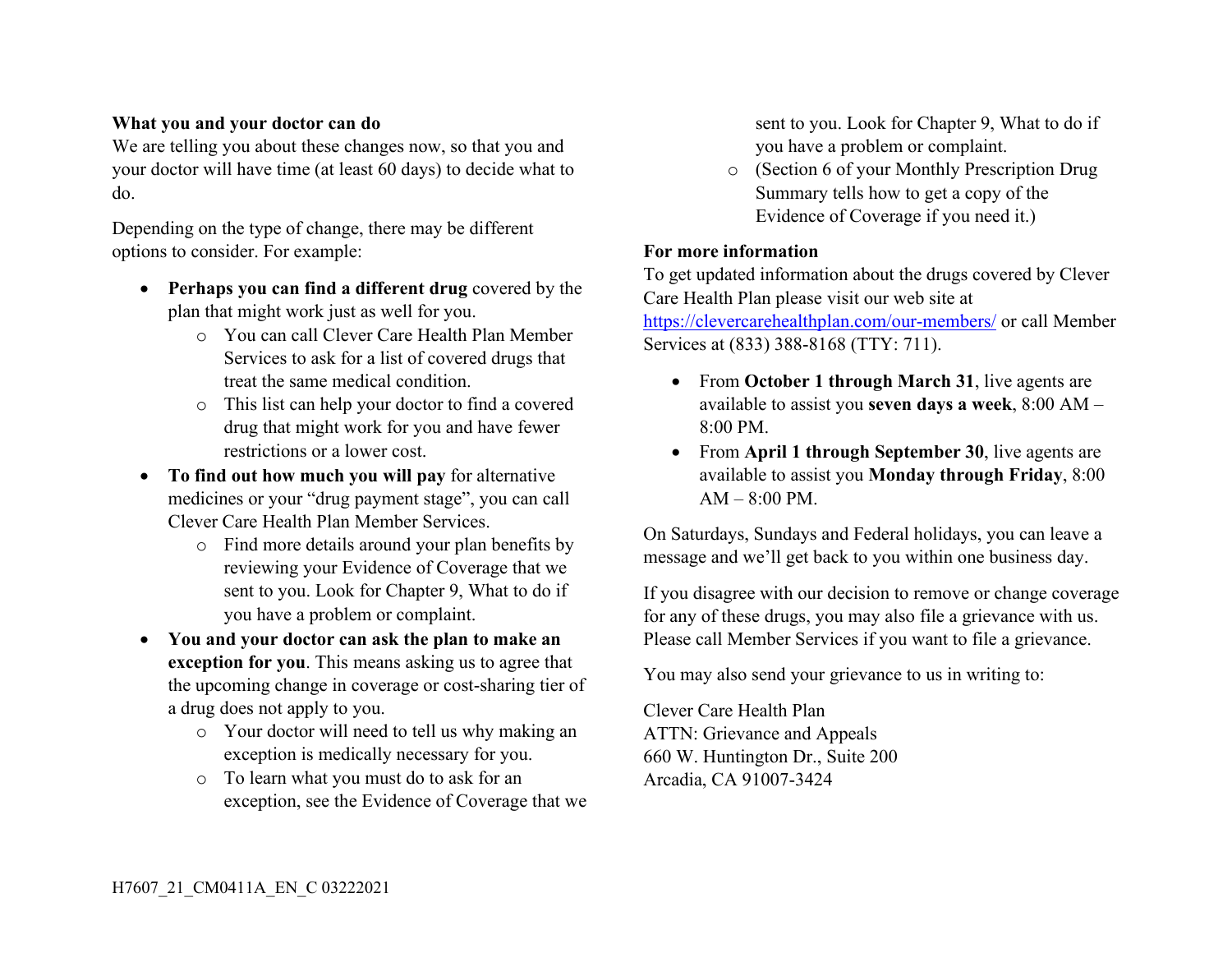**What you and your doctor can do**

We are telling you about these changes now, so that you and your doctor will have time (at least 60 days) to decide what to do.

Depending on the type of change, there may be different options to consider. For example:

- **Perhaps you can find a different drug** covered by the plan that might work just as well for you.
  - You can call Clever Care Health Plan Member Services to ask for a list of covered drugs that treat the same medical condition.
  - This list can help your doctor to find a covered drug that might work for you and have fewer restrictions or a lower cost.
- **To find out how much you will pay** for alternative medicines or your "drug payment stage", you can call Clever Care Health Plan Member Services.
  - Find more details around your plan benefits by reviewing your Evidence of Coverage that we sent to you. Look for Chapter 9, What to do if you have a problem or complaint.
- **You and your doctor can ask the plan to make an exception for you**. This means asking us to agree that the upcoming change in coverage or cost-sharing tier of a drug does not apply to you.
  - Your doctor will need to tell us why making an exception is medically necessary for you.
  - To learn what you must do to ask for an exception, see the Evidence of Coverage that we sent to you. Look for Chapter 9, What to do if you have a problem or complaint.
  - (Section 6 of your Monthly Prescription Drug Summary tells how to get a copy of the Evidence of Coverage if you need it.)

**For more information**

To get updated information about the drugs covered by Clever Care Health Plan please visit our web site at https://clevercarehealthplan.com/our-members/ or call Member Services at (833) 388-8168 (TTY: 711).

- From **October 1 through March 31**, live agents are available to assist you **seven days a week**, 8:00 AM – 8:00 PM.
- From **April 1 through September 30**, live agents are available to assist you **Monday through Friday**, 8:00 AM – 8:00 PM.

On Saturdays, Sundays and Federal holidays, you can leave a message and we'll get back to you within one business day.

If you disagree with our decision to remove or change coverage for any of these drugs, you may also file a grievance with us. Please call Member Services if you want to file a grievance.

You may also send your grievance to us in writing to:

Clever Care Health Plan
ATTN: Grievance and Appeals
660 W. Huntington Dr., Suite 200
Arcadia, CA 91007-3424

H7607_21_CM0411A_EN_C 03222021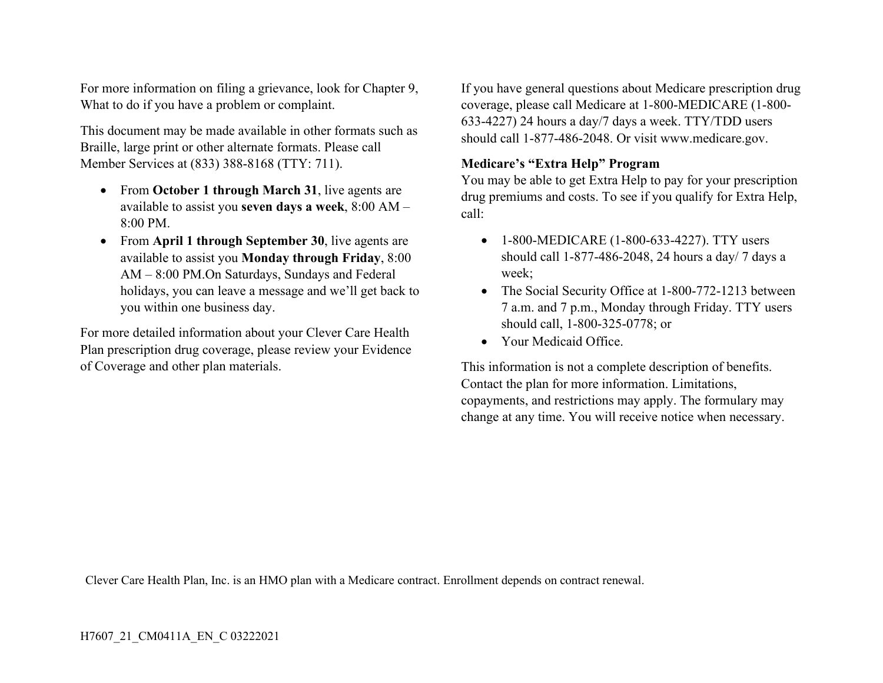For more information on filing a grievance, look for Chapter 9, What to do if you have a problem or complaint.

This document may be made available in other formats such as Braille, large print or other alternate formats. Please call Member Services at (833) 388-8168 (TTY: 711).

- From **October 1 through March 31**, live agents are available to assist you **seven days a week**, 8:00 AM – 8:00 PM.
- From **April 1 through September 30**, live agents are available to assist you **Monday through Friday**, 8:00 AM – 8:00 PM.On Saturdays, Sundays and Federal holidays, you can leave a message and we'll get back to you within one business day.

For more detailed information about your Clever Care Health Plan prescription drug coverage, please review your Evidence of Coverage and other plan materials.

If you have general questions about Medicare prescription drug coverage, please call Medicare at 1-800-MEDICARE (1-800-633-4227) 24 hours a day/7 days a week. TTY/TDD users should call 1-877-486-2048. Or visit www.medicare.gov.

**Medicare's "Extra Help" Program**

You may be able to get Extra Help to pay for your prescription drug premiums and costs. To see if you qualify for Extra Help, call:

- 1-800-MEDICARE (1-800-633-4227). TTY users should call 1-877-486-2048, 24 hours a day/ 7 days a week;
- The Social Security Office at 1-800-772-1213 between 7 a.m. and 7 p.m., Monday through Friday. TTY users should call, 1-800-325-0778; or
- Your Medicaid Office.

This information is not a complete description of benefits. Contact the plan for more information. Limitations, copayments, and restrictions may apply. The formulary may change at any time. You will receive notice when necessary.

Clever Care Health Plan, Inc. is an HMO plan with a Medicare contract. Enrollment depends on contract renewal.

H7607_21_CM0411A_EN_C 03222021